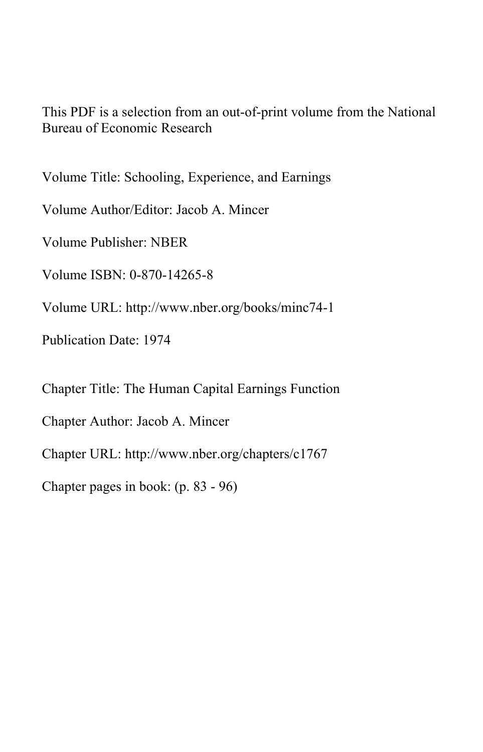This PDF is a selection from an out-of-print volume from the National Bureau of Economic Research

Volume Title: Schooling, Experience, and Earnings

Volume Author/Editor: Jacob A. Mincer

Volume Publisher: NBER

Volume ISBN: 0-870-14265-8

Volume URL: http://www.nber.org/books/minc74-1

Publication Date: 1974

Chapter Title: The Human Capital Earnings Function

Chapter Author: Jacob A. Mincer

Chapter URL: http://www.nber.org/chapters/c1767

Chapter pages in book: (p. 83 - 96)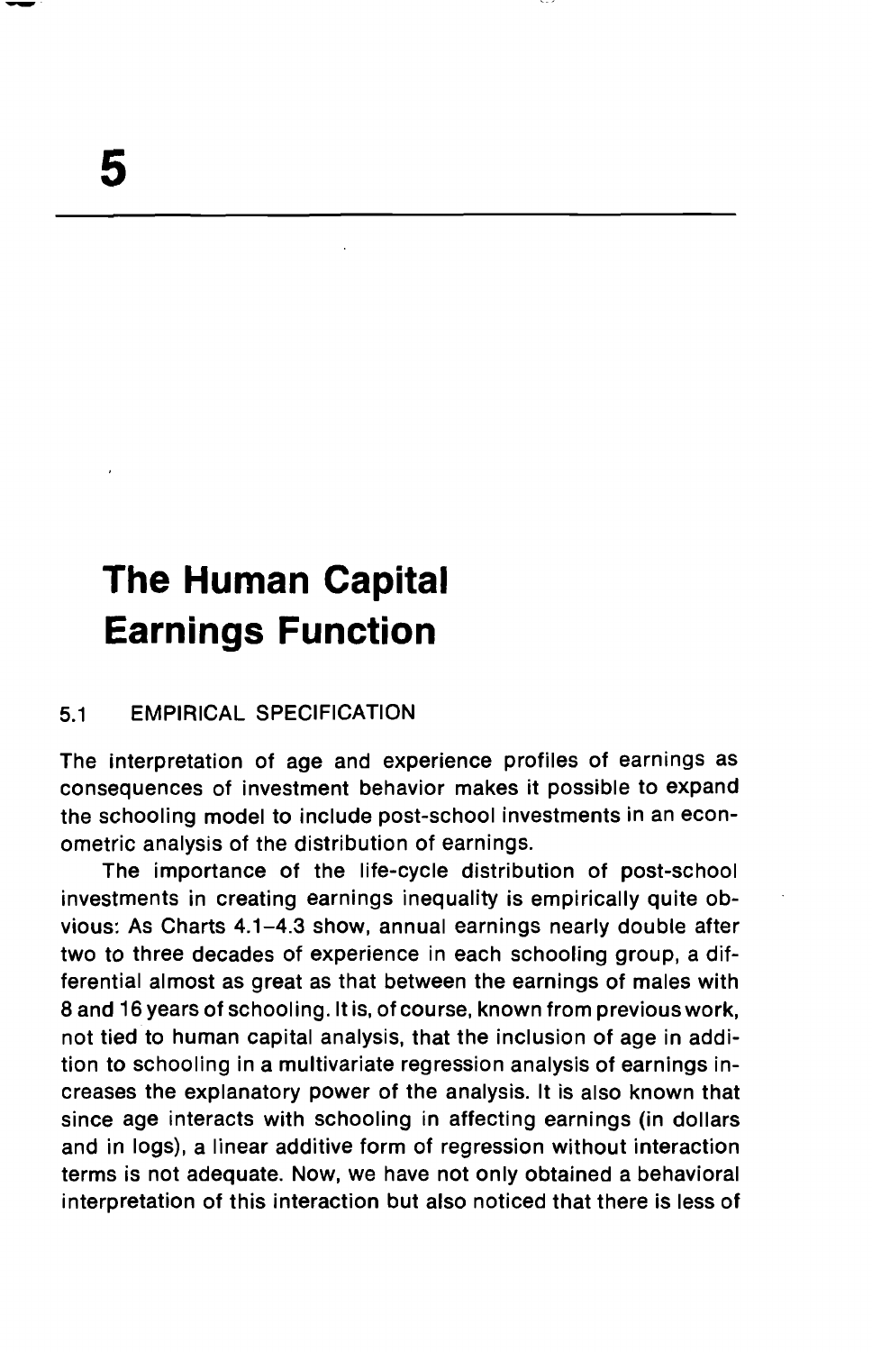# 5

# The Human Capital Earnings Function

## 5.1 EMPIRICAL SPECIFICATION

The interpretation of age and experience profiles of earnings as consequences of investment behavior makes it possible to expand the schooling model to include post-school investments in an econometric analysis of the distribution of earnings.

The importance of the life-cycle distribution of post-school investments in creating earnings inequality is empirically quite obvious: As Charts 4.1–4.3 show, annual earnings nearly double after two to three decades of experience in each schooling group, a differential almost as great as that between the earnings of males with 8 and 16 years of schooling. It is, of course, known from previous work, not tied to human capital analysis, that the inclusion of age in addition to schooling in a multivariate regression analysis of earnings increases the explanatory power of the analysis. It is also known that since age interacts with schooling in affecting earnings (in dollars and in logs), a linear additive form of regression without interaction terms is not adequate. Now, we have not only obtained a behavioral interpretation of this interaction but also noticed that there is less of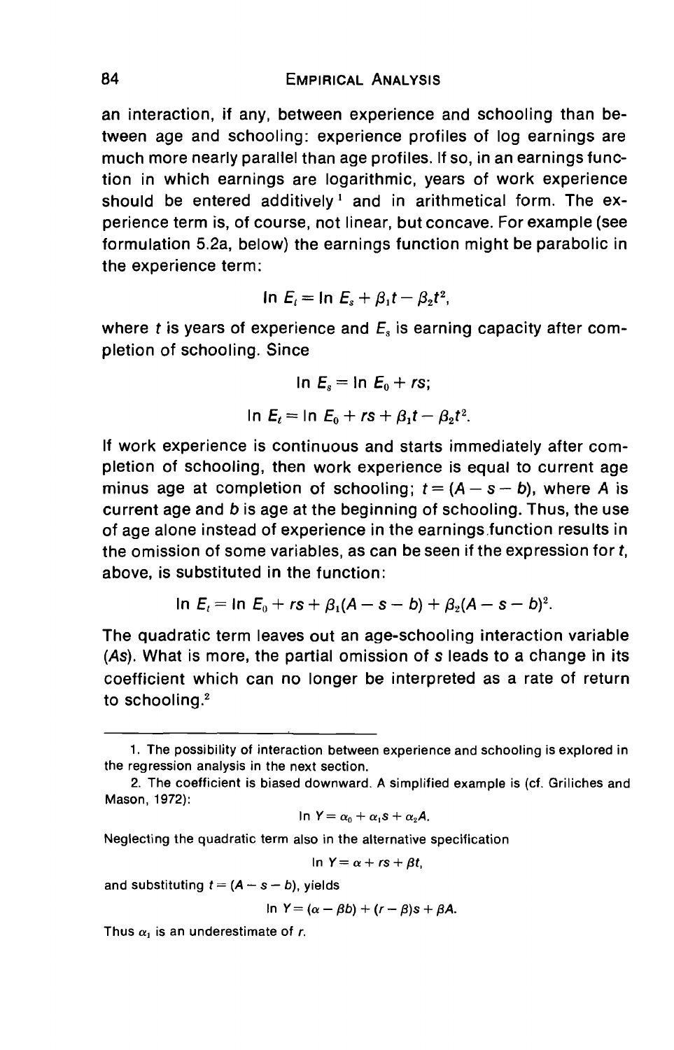an interaction, if any, between experience and schooling than between age and schooling: experience profiles of log earnings are much more nearly parallel than age profiles. If so, in an earnings function in which earnings are logarithmic, years of work experience should be entered additively[1] and in arithmetical form. The experience term is, of course, not linear, but concave. For example (see formulation 5.2a, below) the earnings function might be parabolic in the experience term:

$$\ln E_t = \ln E_s + \beta_1 t - \beta_2 t^2,$$

where $t$ is years of experience and $E_s$ is earning capacity after completion of schooling. Since

$$\ln E_s = \ln E_0 + rs;$$

$$\ln E_t = \ln E_0 + rs + \beta_1 t - \beta_2 t^2.$$

If work experience is continuous and starts immediately after completion of schooling, then work experience is equal to current age minus age at completion of schooling; $t = (A - s - b)$, where $A$ is current age and $b$ is age at the beginning of schooling. Thus, the use of age alone instead of experience in the earnings function results in the omission of some variables, as can be seen if the expression for $t$, above, is substituted in the function:

$$\ln E_t = \ln E_0 + rs + \beta_1(A - s - b) + \beta_2(A - s - b)^2.$$

The quadratic term leaves out an age-schooling interaction variable ($As$). What is more, the partial omission of $s$ leads to a change in its coefficient which can no longer be interpreted as a rate of return to schooling.[2]

---

1. The possibility of interaction between experience and schooling is explored in the regression analysis in the next section.

2. The coefficient is biased downward. A simplified example is (cf. Griliches and Mason, 1972):

$$\ln Y = \alpha_0 + \alpha_1 s + \alpha_2 A.$$

Neglecting the quadratic term also in the alternative specification

$$\ln Y = \alpha + rs + \beta t,$$

and substituting $t = (A - s - b)$, yields

$$\ln Y = (\alpha - \beta b) + (r - \beta)s + \beta A.$$

Thus $\alpha_1$ is an underestimate of $r$.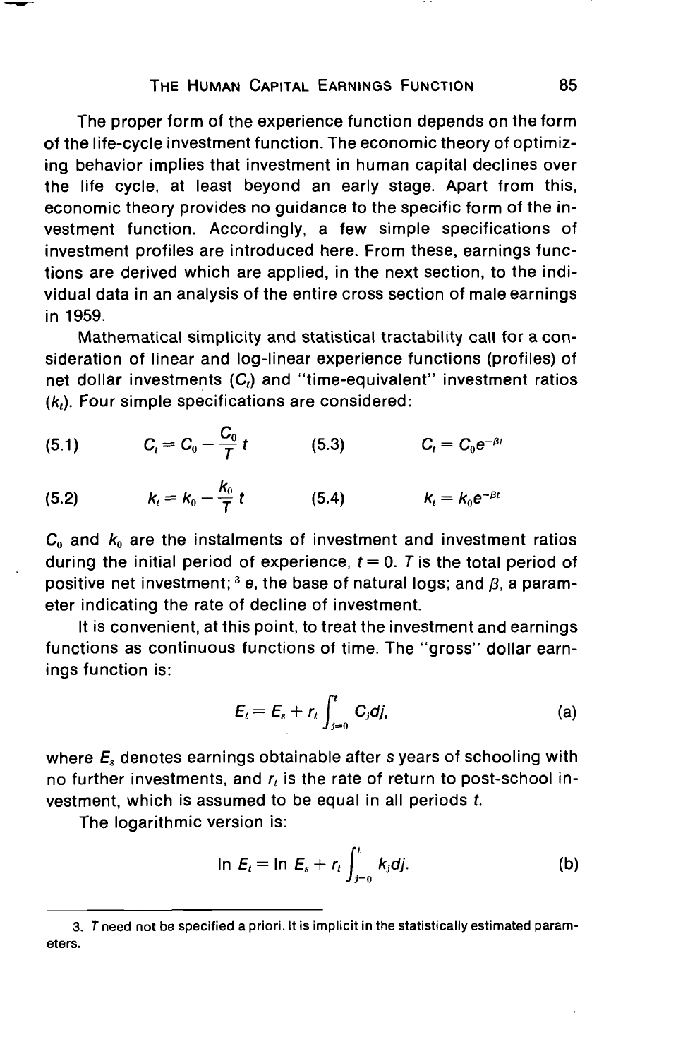The proper form of the experience function depends on the form of the life-cycle investment function. The economic theory of optimizing behavior implies that investment in human capital declines over the life cycle, at least beyond an early stage. Apart from this, economic theory provides no guidance to the specific form of the investment function. Accordingly, a few simple specifications of investment profiles are introduced here. From these, earnings functions are derived which are applied, in the next section, to the individual data in an analysis of the entire cross section of male earnings in 1959.

Mathematical simplicity and statistical tractability call for a consideration of linear and log-linear experience functions (profiles) of net dollar investments ($C_t$) and "time-equivalent" investment ratios ($k_t$). Four simple specifications are considered:

$$C_t = C_0 - \frac{C_0}{T} t \tag{5.1}$$

$$k_t = k_0 - \frac{k_0}{T} t \tag{5.2}$$

$$C_t = C_0 e^{-\beta t} \tag{5.3}$$

$$k_t = k_0 e^{-\beta t} \tag{5.4}$$

$C_0$ and $k_0$ are the instalments of investment and investment ratios during the initial period of experience, $t = 0$. $T$ is the total period of positive net investment;[3] $e$, the base of natural logs; and $\beta$, a parameter indicating the rate of decline of investment.

It is convenient, at this point, to treat the investment and earnings functions as continuous functions of time. The "gross" dollar earnings function is:

$$E_t = E_s + r_t \int_{j=0}^{t} C_j dj, \tag{a}$$

where $E_s$ denotes earnings obtainable after $s$ years of schooling with no further investments, and $r_t$ is the rate of return to post-school investment, which is assumed to be equal in all periods $t$.

The logarithmic version is:

$$\ln E_t = \ln E_s + r_t \int_{j=0}^{t} k_j dj. \tag{b}$$

---

3. $T$ need not be specified a priori. It is implicit in the statistically estimated parameters.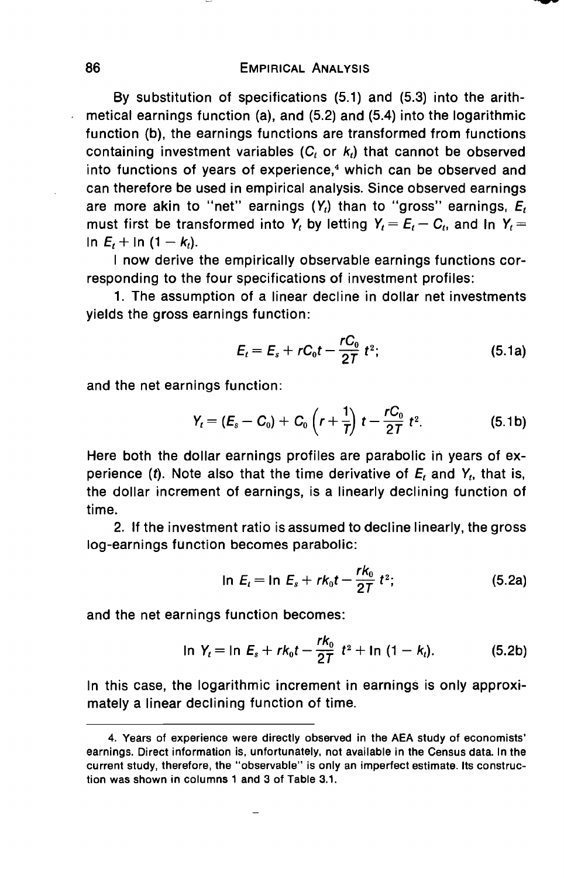By substitution of specifications (5.1) and (5.3) into the arithmetical earnings function (a), and (5.2) and (5.4) into the logarithmic function (b), the earnings functions are transformed from functions containing investment variables ($C_t$ or $k_t$) that cannot be observed into functions of years of experience,[4] which can be observed and can therefore be used in empirical analysis. Since observed earnings are more akin to "net" earnings ($Y_t$) than to "gross" earnings, $E_t$ must first be transformed into $Y_t$ by letting $Y_t = E_t - C_t$, and $\ln Y_t = \ln E_t + \ln (1 - k_t)$.

I now derive the empirically observable earnings functions corresponding to the four specifications of investment profiles:

1. The assumption of a linear decline in dollar net investments yields the gross earnings function:

$$E_t = E_s + rC_0 t - \frac{rC_0}{2T} t^2; \tag{5.1a}$$

and the net earnings function:

$$Y_t = (E_s - C_0) + C_0 \left(r + \frac{1}{T}\right) t - \frac{rC_0}{2T} t^2. \tag{5.1b}$$

Here both the dollar earnings profiles are parabolic in years of experience ($t$). Note also that the time derivative of $E_t$ and $Y_t$, that is, the dollar increment of earnings, is a linearly declining function of time.

2. If the investment ratio is assumed to decline linearly, the gross log-earnings function becomes parabolic:

$$\ln E_t = \ln E_s + rk_0 t - \frac{rk_0}{2T} t^2; \tag{5.2a}$$

and the net earnings function becomes:

$$\ln Y_t = \ln E_s + rk_0 t - \frac{rk_0}{2T} t^2 + \ln (1 - k_t). \tag{5.2b}$$

In this case, the logarithmic increment in earnings is only approximately a linear declining function of time.

---

4. Years of experience were directly observed in the AEA study of economists' earnings. Direct information is, unfortunately, not available in the Census data. In the current study, therefore, the "observable" is only an imperfect estimate. Its construction was shown in columns 1 and 3 of Table 3.1.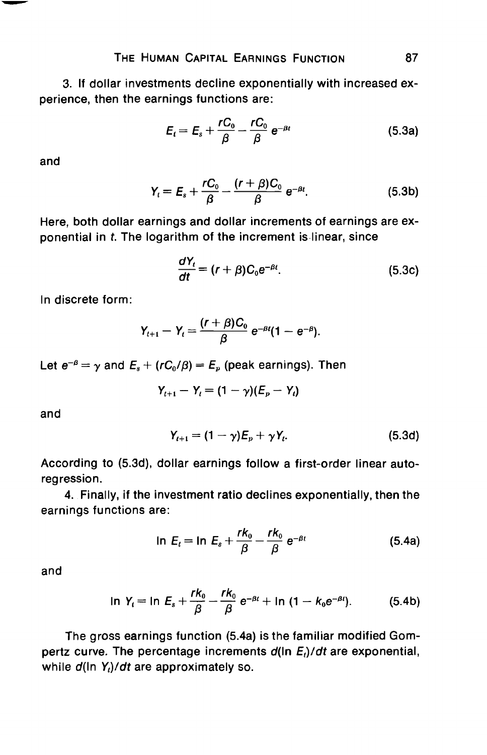3. If dollar investments decline exponentially with increased experience, then the earnings functions are:

$$E_t = E_s + \frac{rC_0}{\beta} - \frac{rC_0}{\beta} e^{-\beta t} \tag{5.3a}$$

and

$$Y_t = E_s + \frac{rC_0}{\beta} - \frac{(r+\beta)C_0}{\beta} e^{-\beta t}. \tag{5.3b}$$

Here, both dollar earnings and dollar increments of earnings are exponential in $t$. The logarithm of the increment is linear, since

$$\frac{dY_t}{dt} = (r+\beta)C_0 e^{-\beta t}. \tag{5.3c}$$

In discrete form:

$$Y_{t+1} - Y_t = \frac{(r+\beta)C_0}{\beta} e^{-\beta t}(1 - e^{-\beta}).$$

Let $e^{-\beta} = \gamma$ and $E_s + (rC_0/\beta) = E_p$ (peak earnings). Then

$$Y_{t+1} - Y_t = (1-\gamma)(E_p - Y_t)$$

and

$$Y_{t+1} = (1-\gamma)E_p + \gamma Y_t. \tag{5.3d}$$

According to (5.3d), dollar earnings follow a first-order linear autoregression.

4. Finally, if the investment ratio declines exponentially, then the earnings functions are:

$$\ln E_t = \ln E_s + \frac{rk_0}{\beta} - \frac{rk_0}{\beta} e^{-\beta t} \tag{5.4a}$$

and

$$\ln Y_t = \ln E_s + \frac{rk_0}{\beta} - \frac{rk_0}{\beta} e^{-\beta t} + \ln(1 - k_0 e^{-\beta t}). \tag{5.4b}$$

The gross earnings function (5.4a) is the familiar modified Gompertz curve. The percentage increments $d(\ln E_t)/dt$ are exponential, while $d(\ln Y_t)/dt$ are approximately so.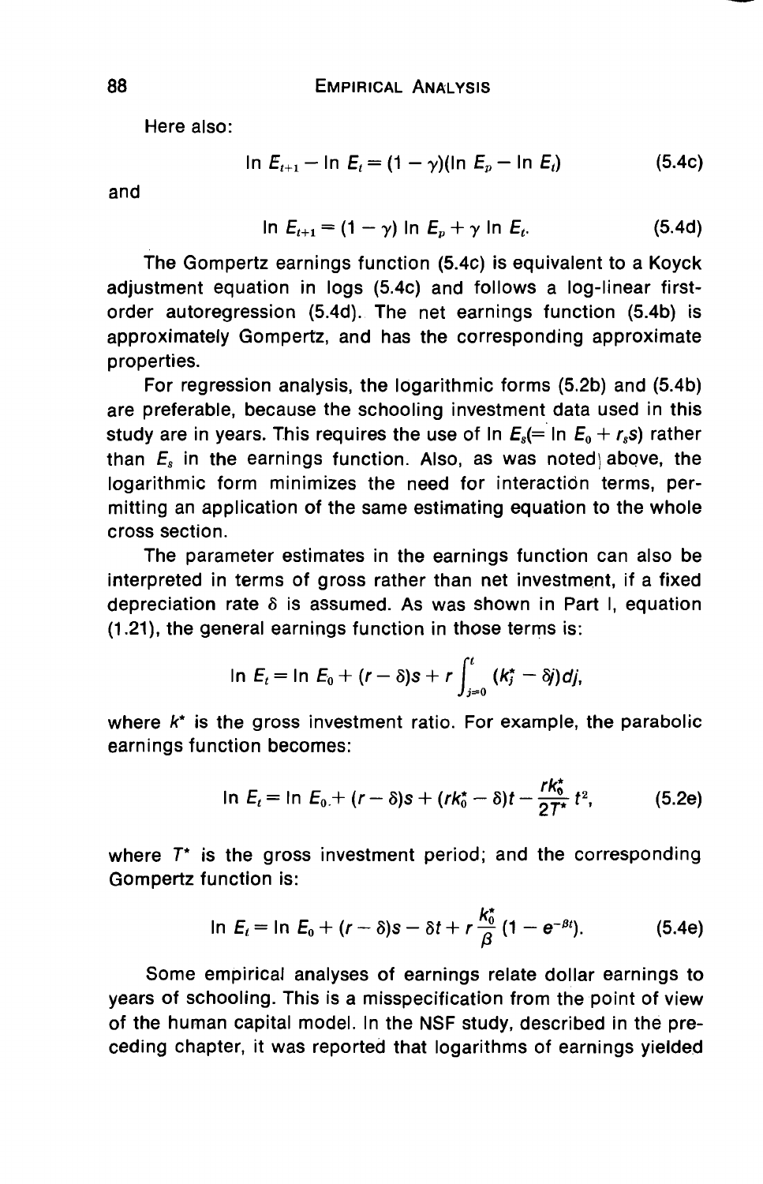Here also:

$$\ln E_{t+1} - \ln E_t = (1-\gamma)(\ln E_p - \ln E_t) \tag{5.4c}$$

and

$$\ln E_{t+1} = (1-\gamma)\ln E_p + \gamma \ln E_t. \tag{5.4d}$$

The Gompertz earnings function (5.4c) is equivalent to a Koyck adjustment equation in logs (5.4c) and follows a log-linear first-order autoregression (5.4d). The net earnings function (5.4b) is approximately Gompertz, and has the corresponding approximate properties.

For regression analysis, the logarithmic forms (5.2b) and (5.4b) are preferable, because the schooling investment data used in this study are in years. This requires the use of $\ln E_s (= \ln E_0 + r_s s)$ rather than $E_s$ in the earnings function. Also, as was noted above, the logarithmic form minimizes the need for interaction terms, permitting an application of the same estimating equation to the whole cross section.

The parameter estimates in the earnings function can also be interpreted in terms of gross rather than net investment, if a fixed depreciation rate $\delta$ is assumed. As was shown in Part I, equation (1.21), the general earnings function in those terms is:

$$\ln E_t = \ln E_0 + (r-\delta)s + r\int_{j=0}^{t} (k_j^* - \delta j)dj,$$

where $k^*$ is the gross investment ratio. For example, the parabolic earnings function becomes:

$$\ln E_t = \ln E_0 + (r-\delta)s + (rk_0^* - \delta)t - \frac{rk_0^*}{2T^*}t^2, \tag{5.2e}$$

where $T^*$ is the gross investment period; and the corresponding Gompertz function is:

$$\ln E_t = \ln E_0 + (r-\delta)s - \delta t + r\frac{k_0^*}{\beta}(1 - e^{-\beta t}). \tag{5.4e}$$

Some empirical analyses of earnings relate dollar earnings to years of schooling. This is a misspecification from the point of view of the human capital model. In the NSF study, described in the preceding chapter, it was reported that logarithms of earnings yielded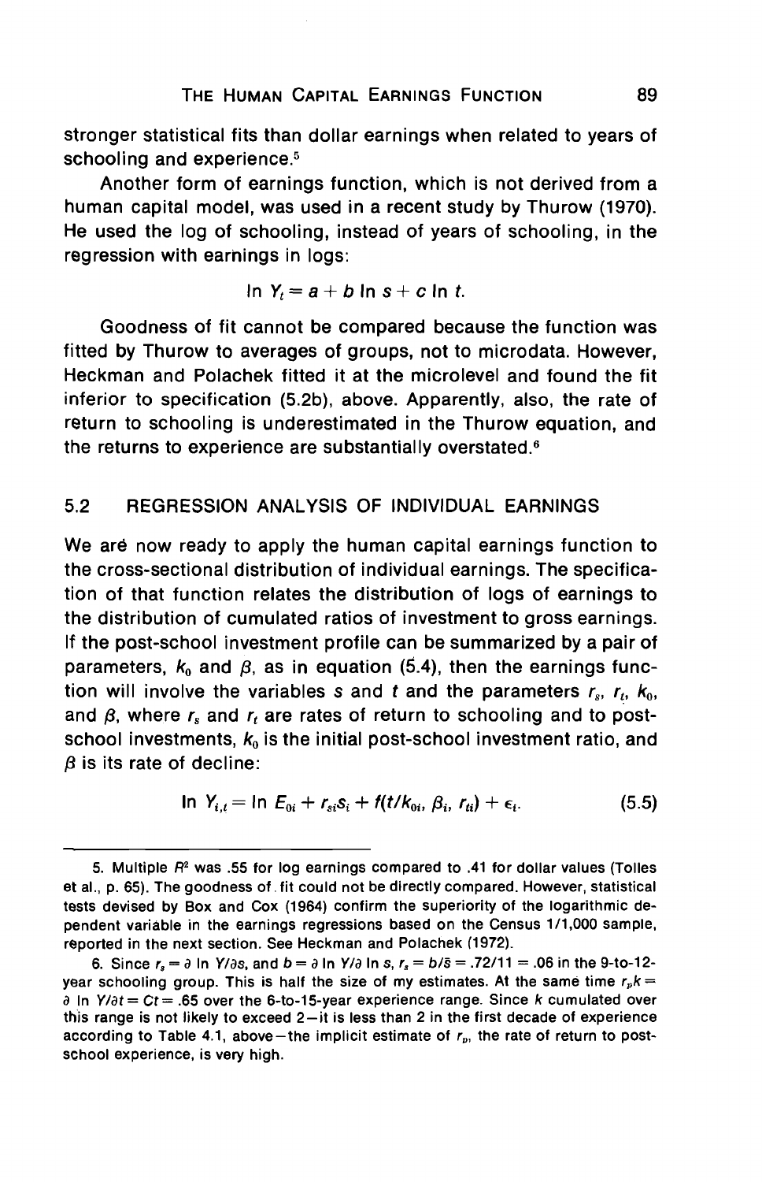stronger statistical fits than dollar earnings when related to years of schooling and experience.[5]

Another form of earnings function, which is not derived from a human capital model, was used in a recent study by Thurow (1970). He used the log of schooling, instead of years of schooling, in the regression with earnings in logs:

$$\ln Y_t = a + b \ln s + c \ln t.$$

Goodness of fit cannot be compared because the function was fitted by Thurow to averages of groups, not to microdata. However, Heckman and Polachek fitted it at the microlevel and found the fit inferior to specification (5.2b), above. Apparently, also, the rate of return to schooling is underestimated in the Thurow equation, and the returns to experience are substantially overstated.[6]

## 5.2 REGRESSION ANALYSIS OF INDIVIDUAL EARNINGS

We are now ready to apply the human capital earnings function to the cross-sectional distribution of individual earnings. The specification of that function relates the distribution of logs of earnings to the distribution of cumulated ratios of investment to gross earnings. If the post-school investment profile can be summarized by a pair of parameters, $k_0$ and $\beta$, as in equation (5.4), then the earnings function will involve the variables $s$ and $t$ and the parameters $r_s$, $r_t$, $k_0$, and $\beta$, where $r_s$ and $r_t$ are rates of return to schooling and to post-school investments, $k_0$ is the initial post-school investment ratio, and $\beta$ is its rate of decline:

$$\ln Y_{i,t} = \ln E_{0i} + r_{si} s_i + f(t/k_{0i}, \beta_i, r_{ti}) + \epsilon_i. \tag{5.5}$$

---

5. Multiple $R^2$ was .55 for log earnings compared to .41 for dollar values (Tolles et al., p. 65). The goodness of fit could not be directly compared. However, statistical tests devised by Box and Cox (1964) confirm the superiority of the logarithmic dependent variable in the earnings regressions based on the Census 1/1,000 sample, reported in the next section. See Heckman and Polachek (1972).

6. Since $r_s = \partial \ln Y/\partial s$, and $b = \partial \ln Y/\partial \ln s$, $r_s = b/\bar{s} = .72/11 = .06$ in the 9-to-12-year schooling group. This is half the size of my estimates. At the same time $r_p k = \partial \ln Y/\partial t = Ct = .65$ over the 6-to-15-year experience range. Since $k$ cumulated over this range is not likely to exceed 2—it is less than 2 in the first decade of experience according to Table 4.1, above—the implicit estimate of $r_p$, the rate of return to post-school experience, is very high.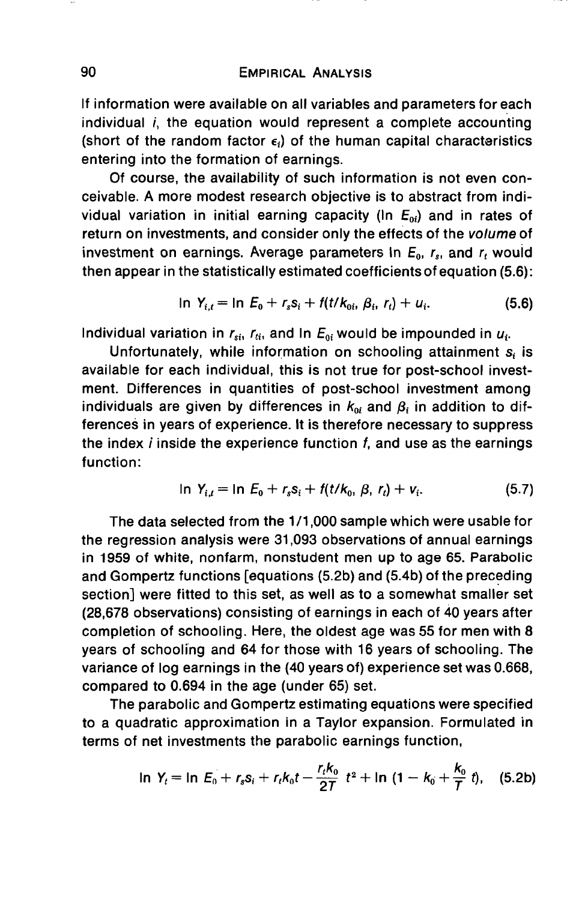If information were available on all variables and parameters for each individual $i$, the equation would represent a complete accounting (short of the random factor $\epsilon_i$) of the human capital characteristics entering into the formation of earnings.

Of course, the availability of such information is not even conceivable. A more modest research objective is to abstract from individual variation in initial earning capacity ($\ln E_{0i}$) and in rates of return on investments, and consider only the effects of the *volume* of investment on earnings. Average parameters $\ln E_0$, $r_s$, and $r_t$ would then appear in the statistically estimated coefficients of equation (5.6):

$$\ln Y_{i,t} = \ln E_0 + r_s s_i + f(t/k_{0i}, \beta_i, r_t) + u_i. \tag{5.6}$$

Individual variation in $r_{si}$, $r_{ti}$, and $\ln E_{0i}$ would be impounded in $u_i$.

Unfortunately, while information on schooling attainment $s_i$ is available for each individual, this is not true for post-school investment. Differences in quantities of post-school investment among individuals are given by differences in $k_{0i}$ and $\beta_i$ in addition to differences in years of experience. It is therefore necessary to suppress the index $i$ inside the experience function $f$, and use as the earnings function:

$$\ln Y_{i,t} = \ln E_0 + r_s s_i + f(t/k_0, \beta, r_t) + v_i. \tag{5.7}$$

The data selected from the 1/1,000 sample which were usable for the regression analysis were 31,093 observations of annual earnings in 1959 of white, nonfarm, nonstudent men up to age 65. Parabolic and Gompertz functions [equations (5.2b) and (5.4b) of the preceding section] were fitted to this set, as well as to a somewhat smaller set (28,678 observations) consisting of earnings in each of 40 years after completion of schooling. Here, the oldest age was 55 for men with 8 years of schooling and 64 for those with 16 years of schooling. The variance of log earnings in the (40 years of) experience set was 0.668, compared to 0.694 in the age (under 65) set.

The parabolic and Gompertz estimating equations were specified to a quadratic approximation in a Taylor expansion. Formulated in terms of net investments the parabolic earnings function,

$$\ln Y_t = \ln E_0 + r_s s_i + r_t k_0 t - \frac{r_t k_0}{2T} t^2 + \ln \left(1 - k_0 + \frac{k_0}{T} t\right), \tag{5.2b}$$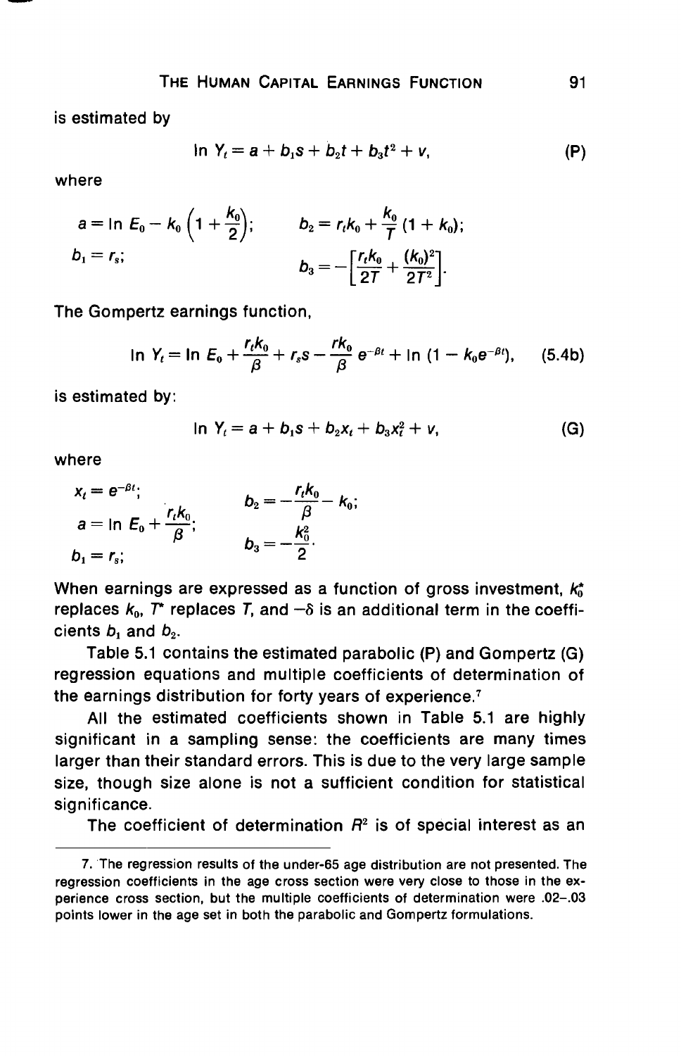is estimated by

$$\ln Y_t = a + b_1 s + b_2 t + b_3 t^2 + v, \tag{P}$$

where

$$a = \ln E_0 - k_0\left(1 + \frac{k_0}{2}\right); \qquad b_2 = r_t k_0 + \frac{k_0}{T}(1 + k_0);$$

$$b_1 = r_s; \qquad b_3 = -\left[\frac{r_t k_0}{2T} + \frac{(k_0)^2}{2T^2}\right].$$

The Gompertz earnings function,

$$\ln Y_t = \ln E_0 + \frac{r_t k_0}{\beta} + r_s s - \frac{r k_0}{\beta} e^{-\beta t} + \ln\left(1 - k_0 e^{-\beta t}\right), \tag{5.4b}$$

is estimated by:

$$\ln Y_t = a + b_1 s + b_2 x_t + b_3 x_t^2 + v, \tag{G}$$

where

$$x_t = e^{-\beta t}; \qquad b_2 = -\frac{r_t k_0}{\beta} - k_0;$$

$$a = \ln E_0 + \frac{r_t k_0}{\beta}; \qquad b_3 = -\frac{k_0^2}{2}.$$

$$b_1 = r_s;$$

When earnings are expressed as a function of gross investment, $k_0^*$ replaces $k_0$, $T^*$ replaces $T$, and $-\delta$ is an additional term in the coefficients $b_1$ and $b_2$.

Table 5.1 contains the estimated parabolic (P) and Gompertz (G) regression equations and multiple coefficients of determination of the earnings distribution for forty years of experience.[7]

All the estimated coefficients shown in Table 5.1 are highly significant in a sampling sense: the coefficients are many times larger than their standard errors. This is due to the very large sample size, though size alone is not a sufficient condition for statistical significance.

The coefficient of determination $R^2$ is of special interest as an

---

7. The regression results of the under-65 age distribution are not presented. The regression coefficients in the age cross section were very close to those in the experience cross section, but the multiple coefficients of determination were .02–.03 points lower in the age set in both the parabolic and Gompertz formulations.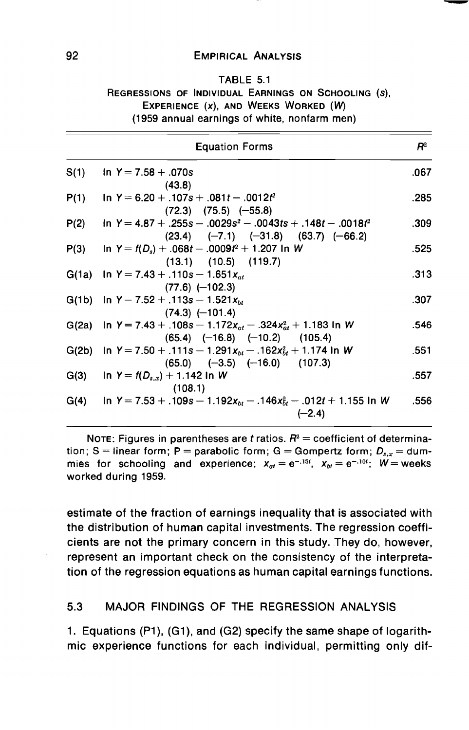TABLE 5.1

REGRESSIONS OF INDIVIDUAL EARNINGS ON SCHOOLING ($s$), EXPERIENCE ($x$), AND WEEKS WORKED ($W$)

(1959 annual earnings of white, nonfarm men)

| | Equation Forms | $R^2$ |
|---|---|---|
| S(1) | $\ln Y = 7.58 + .070s$ <br> (43.8) | .067 |
| P(1) | $\ln Y = 6.20 + .107s + .081t - .0012t^2$ <br> (72.3) (75.5) (−55.8) | .285 |
| P(2) | $\ln Y = 4.87 + .255s - .0029s^2 - .0043ts + .148t - .0018t^2$ <br> (23.4) (−7.1) (−31.8) (63.7) (−66.2) | .309 |
| P(3) | $\ln Y = f(D_s) + .068t - .0009t^2 + 1.207 \ln W$ <br> (13.1) (10.5) (119.7) | .525 |
| G(1a) | $\ln Y = 7.43 + .110s - 1.651x_{at}$ <br> (77.6) (−102.3) | .313 |
| G(1b) | $\ln Y = 7.52 + .113s - 1.521x_{bt}$ <br> (74.3) (−101.4) | .307 |
| G(2a) | $\ln Y = 7.43 + .108s - 1.172x_{at} - .324x_{at}^2 + 1.183 \ln W$ <br> (65.4) (−16.8) (−10.2) (105.4) | .546 |
| G(2b) | $\ln Y = 7.50 + .111s - 1.291x_{bt} - .162x_{bt}^2 + 1.174 \ln W$ <br> (65.0) (−3.5) (−16.0) (107.3) | .551 |
| G(3) | $\ln Y = f(D_{s,x}) + 1.142 \ln W$ <br> (108.1) | .557 |
| G(4) | $\ln Y = 7.53 + .109s - 1.192x_{bt} - .146x_{bt}^2 - .012t + 1.155 \ln W$ <br> (−2.4) | .556 |

NOTE: Figures in parentheses are $t$ ratios. $R^2$ = coefficient of determination; S = linear form; P = parabolic form; G = Gompertz form; $D_{s,x}$ = dummies for schooling and experience; $x_{at} = e^{-.15t}$, $x_{bt} = e^{-.10t}$; $W$ = weeks worked during 1959.

estimate of the fraction of earnings inequality that is associated with the distribution of human capital investments. The regression coefficients are not the primary concern in this study. They do, however, represent an important check on the consistency of the interpretation of the regression equations as human capital earnings functions.

## 5.3 MAJOR FINDINGS OF THE REGRESSION ANALYSIS

1. Equations (P1), (G1), and (G2) specify the same shape of logarithmic experience functions for each individual, permitting only dif-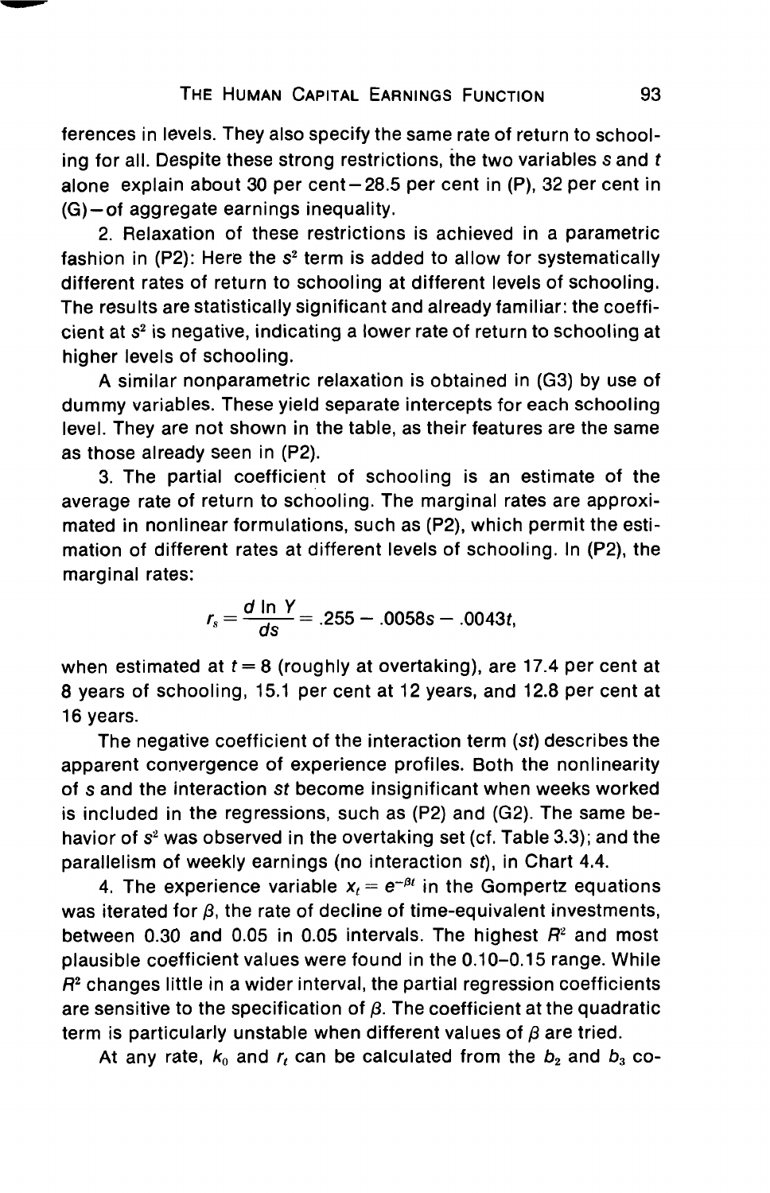ferences in levels. They also specify the same rate of return to schooling for all. Despite these strong restrictions, the two variables $s$ and $t$ alone explain about 30 per cent—28.5 per cent in (P), 32 per cent in (G)—of aggregate earnings inequality.

2. Relaxation of these restrictions is achieved in a parametric fashion in (P2): Here the $s^2$ term is added to allow for systematically different rates of return to schooling at different levels of schooling. The results are statistically significant and already familiar: the coefficient at $s^2$ is negative, indicating a lower rate of return to schooling at higher levels of schooling.

A similar nonparametric relaxation is obtained in (G3) by use of dummy variables. These yield separate intercepts for each schooling level. They are not shown in the table, as their features are the same as those already seen in (P2).

3. The partial coefficient of schooling is an estimate of the average rate of return to schooling. The marginal rates are approximated in nonlinear formulations, such as (P2), which permit the estimation of different rates at different levels of schooling. In (P2), the marginal rates:

$$r_s = \frac{d \ln Y}{ds} = .255 - .0058s - .0043t,$$

when estimated at $t = 8$ (roughly at overtaking), are 17.4 per cent at 8 years of schooling, 15.1 per cent at 12 years, and 12.8 per cent at 16 years.

The negative coefficient of the interaction term ($st$) describes the apparent convergence of experience profiles. Both the nonlinearity of $s$ and the interaction $st$ become insignificant when weeks worked is included in the regressions, such as (P2) and (G2). The same behavior of $s^2$ was observed in the overtaking set (cf. Table 3.3); and the parallelism of weekly earnings (no interaction $st$), in Chart 4.4.

4. The experience variable $x_t = e^{-\beta t}$ in the Gompertz equations was iterated for $\beta$, the rate of decline of time-equivalent investments, between 0.30 and 0.05 in 0.05 intervals. The highest $R^2$ and most plausible coefficient values were found in the 0.10–0.15 range. While $R^2$ changes little in a wider interval, the partial regression coefficients are sensitive to the specification of $\beta$. The coefficient at the quadratic term is particularly unstable when different values of $\beta$ are tried.

At any rate, $k_0$ and $r_t$ can be calculated from the $b_2$ and $b_3$ co-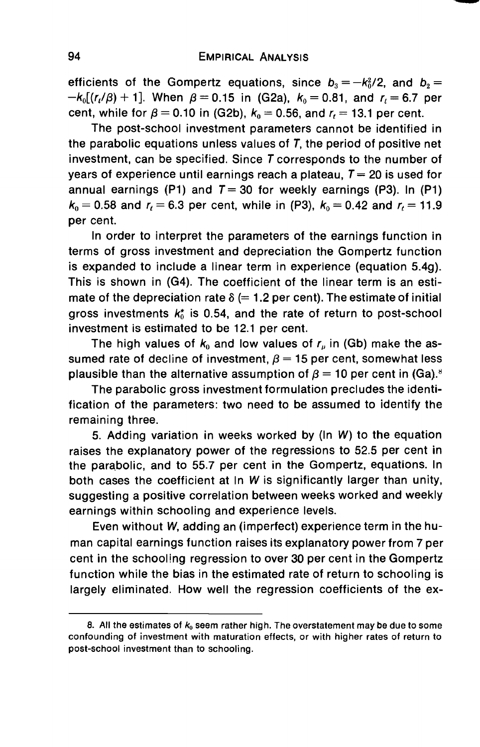efficients of the Gompertz equations, since $b_3 = -k_0^2/2$, and $b_2 = -k_0[(r_t/\beta) + 1]$. When $\beta = 0.15$ in (G2a), $k_0 = 0.81$, and $r_t = 6.7$ per cent, while for $\beta = 0.10$ in (G2b), $k_0 = 0.56$, and $r_t = 13.1$ per cent.

The post-school investment parameters cannot be identified in the parabolic equations unless values of $T$, the period of positive net investment, can be specified. Since $T$ corresponds to the number of years of experience until earnings reach a plateau, $T = 20$ is used for annual earnings (P1) and $T = 30$ for weekly earnings (P3). In (P1) $k_0 = 0.58$ and $r_t = 6.3$ per cent, while in (P3), $k_0 = 0.42$ and $r_t = 11.9$ per cent.

In order to interpret the parameters of the earnings function in terms of gross investment and depreciation the Gompertz function is expanded to include a linear term in experience (equation 5.4g). This is shown in (G4). The coefficient of the linear term is an estimate of the depreciation rate $\delta$ (= 1.2 per cent). The estimate of initial gross investments $k_0^*$ is 0.54, and the rate of return to post-school investment is estimated to be 12.1 per cent.

The high values of $k_0$ and low values of $r_p$, in (Gb) make the assumed rate of decline of investment, $\beta = 15$ per cent, somewhat less plausible than the alternative assumption of $\beta = 10$ per cent in (Ga).[8]

The parabolic gross investment formulation precludes the identification of the parameters: two need to be assumed to identify the remaining three.

5. Adding variation in weeks worked by (ln $W$) to the equation raises the explanatory power of the regressions to 52.5 per cent in the parabolic, and to 55.7 per cent in the Gompertz, equations. In both cases the coefficient at ln $W$ is significantly larger than unity, suggesting a positive correlation between weeks worked and weekly earnings within schooling and experience levels.

Even without $W$, adding an (imperfect) experience term in the human capital earnings function raises its explanatory power from 7 per cent in the schooling regression to over 30 per cent in the Gompertz function while the bias in the estimated rate of return to schooling is largely eliminated. How well the regression coefficients of the ex-

---

8. All the estimates of $k_0$ seem rather high. The overstatement may be due to some confounding of investment with maturation effects, or with higher rates of return to post-school investment than to schooling.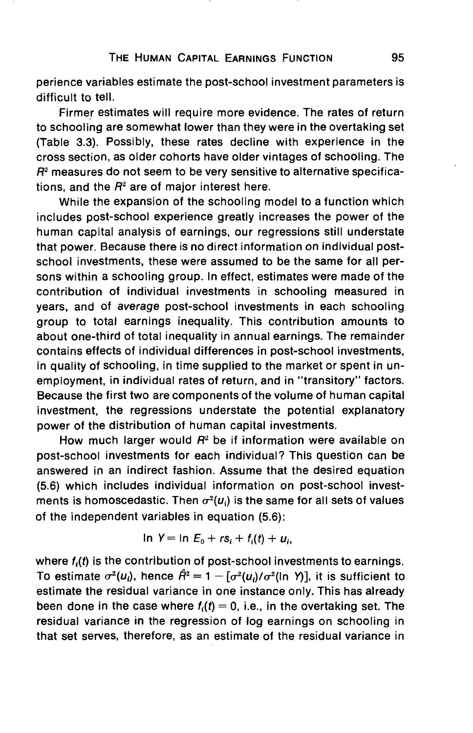perience variables estimate the post-school investment parameters is difficult to tell.

Firmer estimates will require more evidence. The rates of return to schooling are somewhat lower than they were in the overtaking set (Table 3.3). Possibly, these rates decline with experience in the cross section, as older cohorts have older vintages of schooling. The $R^2$ measures do not seem to be very sensitive to alternative specifications, and the $R^2$ are of major interest here.

While the expansion of the schooling model to a function which includes post-school experience greatly increases the power of the human capital analysis of earnings, our regressions still understate that power. Because there is no direct information on individual post-school investments, these were assumed to be the same for all persons within a schooling group. In effect, estimates were made of the contribution of individual investments in schooling measured in years, and of *average* post-school investments in each schooling group to total earnings inequality. This contribution amounts to about one-third of total inequality in annual earnings. The remainder contains effects of individual differences in post-school investments, in quality of schooling, in time supplied to the market or spent in unemployment, in individual rates of return, and in "transitory" factors. Because the first two are components of the volume of human capital investment, the regressions understate the potential explanatory power of the distribution of human capital investments.

How much larger would $R^2$ be if information were available on post-school investments for each individual? This question can be answered in an indirect fashion. Assume that the desired equation (5.6) which includes individual information on post-school investments is homoscedastic. Then $\sigma^2(u_i)$ is the same for all sets of values of the independent variables in equation (5.6):

$$\ln Y = \ln E_0 + rs_i + f_i(t) + u_i,$$

where $f_i(t)$ is the contribution of post-school investments to earnings. To estimate $\sigma^2(u_i)$, hence $\hat{R}^2 = 1 - [\sigma^2(u_i)/\sigma^2(\ln Y)]$, it is sufficient to estimate the residual variance in one instance only. This has already been done in the case where $f_i(t) = 0$, i.e., in the overtaking set. The residual variance in the regression of log earnings on schooling in that set serves, therefore, as an estimate of the residual variance in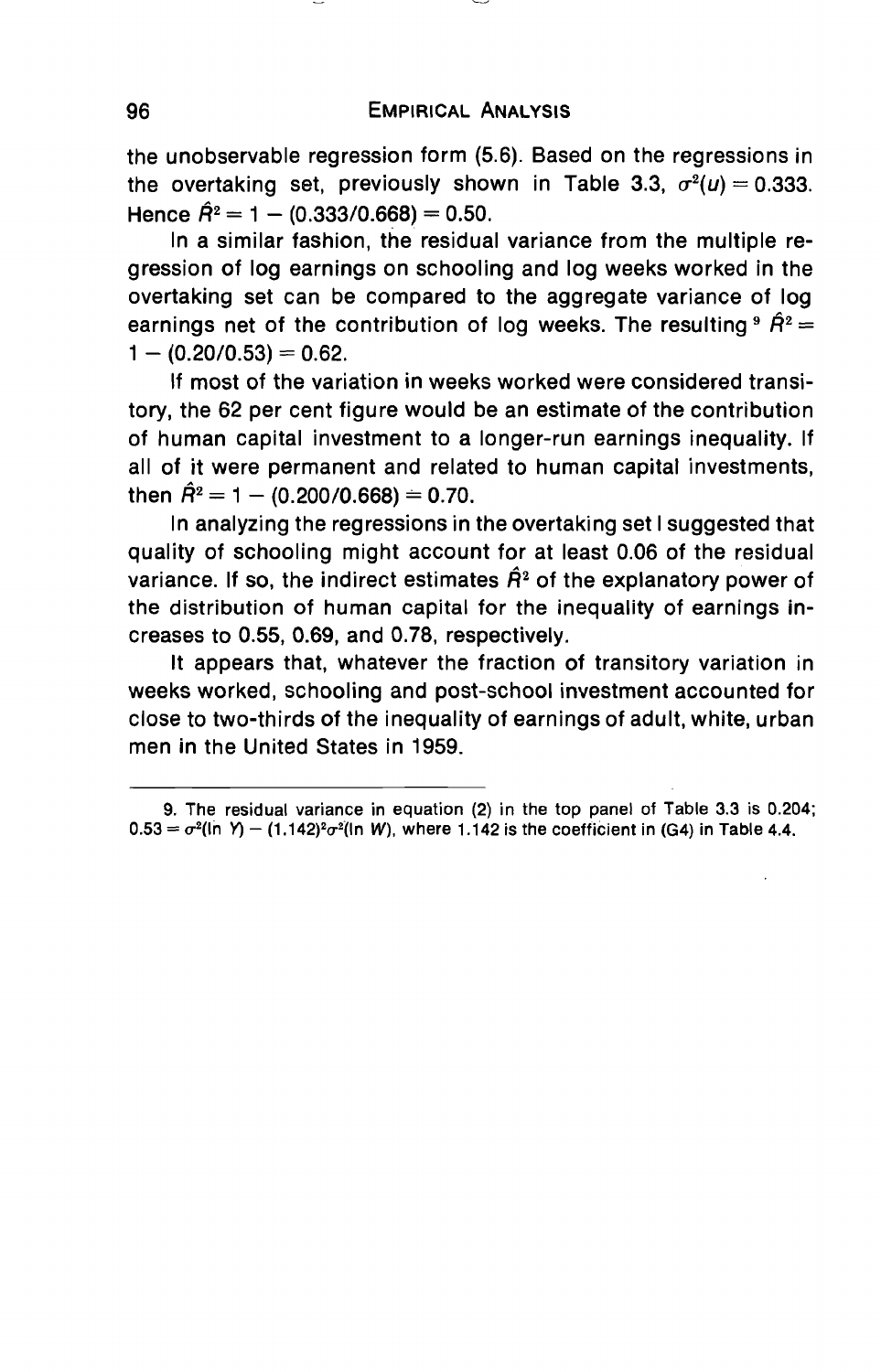the unobservable regression form (5.6). Based on the regressions in the overtaking set, previously shown in Table 3.3, $\sigma^2(u) = 0.333$. Hence $\hat{R}^2 = 1 - (0.333/0.668) = 0.50$.

In a similar fashion, the residual variance from the multiple regression of log earnings on schooling and log weeks worked in the overtaking set can be compared to the aggregate variance of log earnings net of the contribution of log weeks. The resulting[9] $\hat{R}^2 = 1 - (0.20/0.53) = 0.62$.

If most of the variation in weeks worked were considered transitory, the 62 per cent figure would be an estimate of the contribution of human capital investment to a longer-run earnings inequality. If all of it were permanent and related to human capital investments, then $\hat{R}^2 = 1 - (0.200/0.668) = 0.70$.

In analyzing the regressions in the overtaking set I suggested that quality of schooling might account for at least 0.06 of the residual variance. If so, the indirect estimates $\hat{R}^2$ of the explanatory power of the distribution of human capital for the inequality of earnings increases to 0.55, 0.69, and 0.78, respectively.

It appears that, whatever the fraction of transitory variation in weeks worked, schooling and post-school investment accounted for close to two-thirds of the inequality of earnings of adult, white, urban men in the United States in 1959.

---

9. The residual variance in equation (2) in the top panel of Table 3.3 is 0.204; $0.53 = \sigma^2(\ln Y) - (1.142)^2\sigma^2(\ln W)$, where 1.142 is the coefficient in (G4) in Table 4.4.